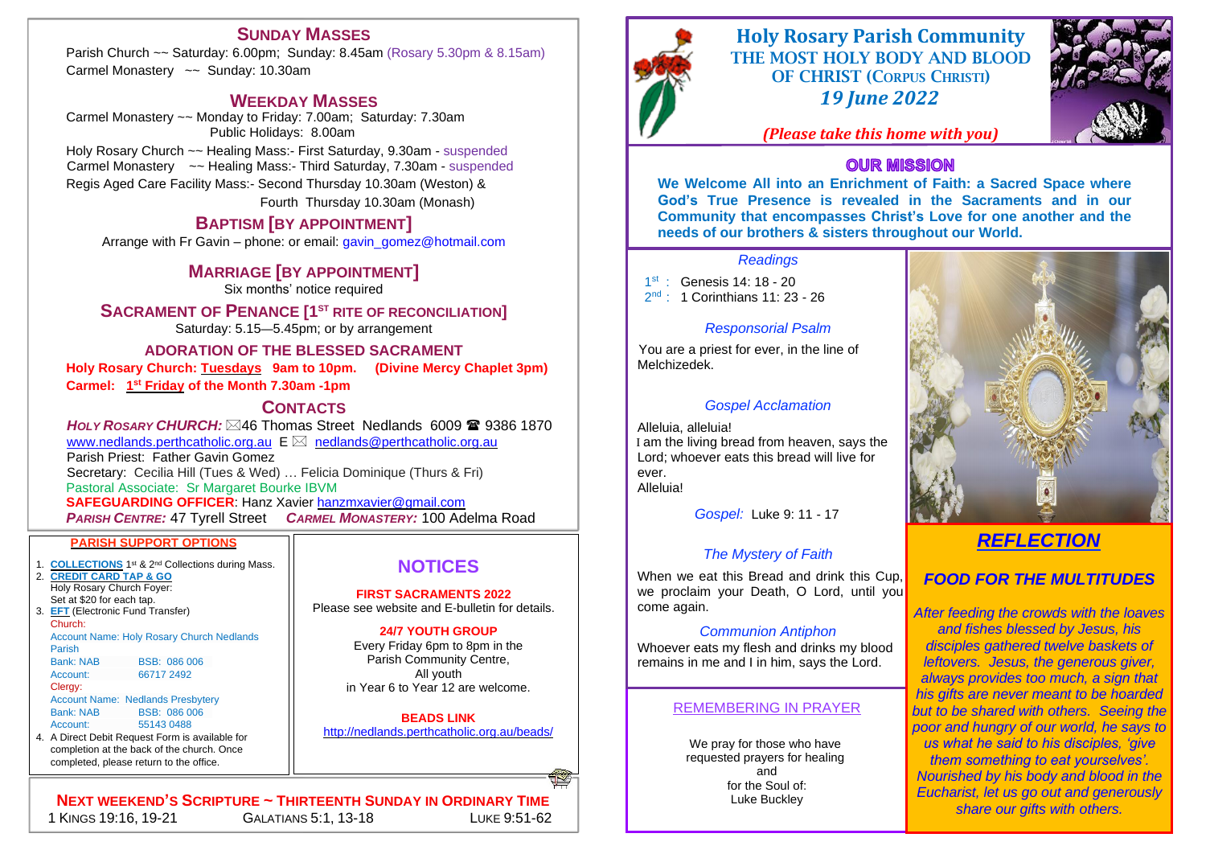## Sunday Masses

Parish Church ~~ Saturday: 6.00pm; Sunday: 8.45am (Rosary 5.30pm & 8.15am)
Carmel Monastery ~~ Sunday: 10.30am

## Weekday Masses

Carmel Monastery ~~ Monday to Friday: 7.00am; Saturday: 7.30am
Public Holidays: 8.00am

Holy Rosary Church ~~ Healing Mass:- First Saturday, 9.30am - suspended
Carmel Monastery ~~ Healing Mass:- Third Saturday, 7.30am - suspended
Regis Aged Care Facility Mass:- Second Thursday 10.30am (Weston) & Fourth Thursday 10.30am (Monash)

## Baptism [by appointment]

Arrange with Fr Gavin – phone: or email: gavin_gomez@hotmail.com

## Marriage [by appointment]

Six months' notice required

## Sacrament of Penance [1st Rite of Reconciliation]

Saturday: 5.15—5.45pm; or by arrangement

## Adoration of the Blessed Sacrament

**Holy Rosary Church: Tuesdays 9am to 10pm. (Divine Mercy Chaplet 3pm)**
**Carmel: 1st Friday of the Month 7.30am -1pm**

## Contacts

***Holy Rosary Church:*** ✉46 Thomas Street Nedlands 6009 ☎ 9386 1870
www.nedlands.perthcatholic.org.au E ✉ nedlands@perthcatholic.org.au
Parish Priest: Father Gavin Gomez
Secretary: Cecilia Hill (Tues & Wed) … Felicia Dominique (Thurs & Fri)
Pastoral Associate: Sr Margaret Bourke IBVM
**SAFEGUARDING OFFICER**: Hanz Xavier hanzmxavier@gmail.com
***Parish Centre:*** 47 Tyrell Street ***Carmel Monastery:*** 100 Adelma Road

### Parish Support Options

1. **COLLECTIONS** 1st & 2nd Collections during Mass.
2. **CREDIT CARD TAP & GO**
   Holy Rosary Church Foyer:
   Set at $20 for each tap.
3. **EFT** (Electronic Fund Transfer)
   Church:
   Account Name: Holy Rosary Church Nedlands Parish
   Bank: NAB BSB: 086 006
   Account: 66717 2492
   Clergy:
   Account Name: Nedlands Presbytery
   Bank: NAB BSB: 086 006
   Account: 55143 0488
4. A Direct Debit Request Form is available for completion at the back of the church. Once completed, please return to the office.

## Notices

**FIRST SACRAMENTS 2022**
Please see website and E-bulletin for details.

**24/7 YOUTH GROUP**
Every Friday 6pm to 8pm in the Parish Community Centre,
All youth
in Year 6 to Year 12 are welcome.

**BEADS LINK**
http://nedlands.perthcatholic.org.au/beads/

### Next Weekend's Scripture ~ Thirteenth Sunday in Ordinary Time

1 Kings 19:16, 19-21 Galatians 5:1, 13-18 Luke 9:51-62

# Holy Rosary Parish Community

## The Most Holy Body and Blood of Christ (Corpus Christi)

### *19 June 2022*

***(Please take this home with you)***

## Our Mission

**We Welcome All into an Enrichment of Faith: a Sacred Space where God's True Presence is revealed in the Sacraments and in our Community that encompasses Christ's Love for one another and the needs of our brothers & sisters throughout our World.**

*Readings*

1st : Genesis 14: 18 - 20
2nd : 1 Corinthians 11: 23 - 26

*Responsorial Psalm*

You are a priest for ever, in the line of Melchizedek.

*Gospel Acclamation*

Alleluia, alleluia!
I am the living bread from heaven, says the Lord; whoever eats this bread will live for ever.
Alleluia!

*Gospel:* Luke 9: 11 - 17

*The Mystery of Faith*

When we eat this Bread and drink this Cup, we proclaim your Death, O Lord, until you come again.

*Communion Antiphon*

Whoever eats my flesh and drinks my blood remains in me and I in him, says the Lord.

### Remembering in Prayer

We pray for those who have requested prayers for healing
and
for the Soul of:
Luke Buckley

## *Reflection*

### *Food for the Multitudes*

*After feeding the crowds with the loaves and fishes blessed by Jesus, his disciples gathered twelve baskets of leftovers. Jesus, the generous giver, always provides too much, a sign that his gifts are never meant to be hoarded but to be shared with others. Seeing the poor and hungry of our world, he says to us what he said to his disciples, 'give them something to eat yourselves'. Nourished by his body and blood in the Eucharist, let us go out and generously share our gifts with others.*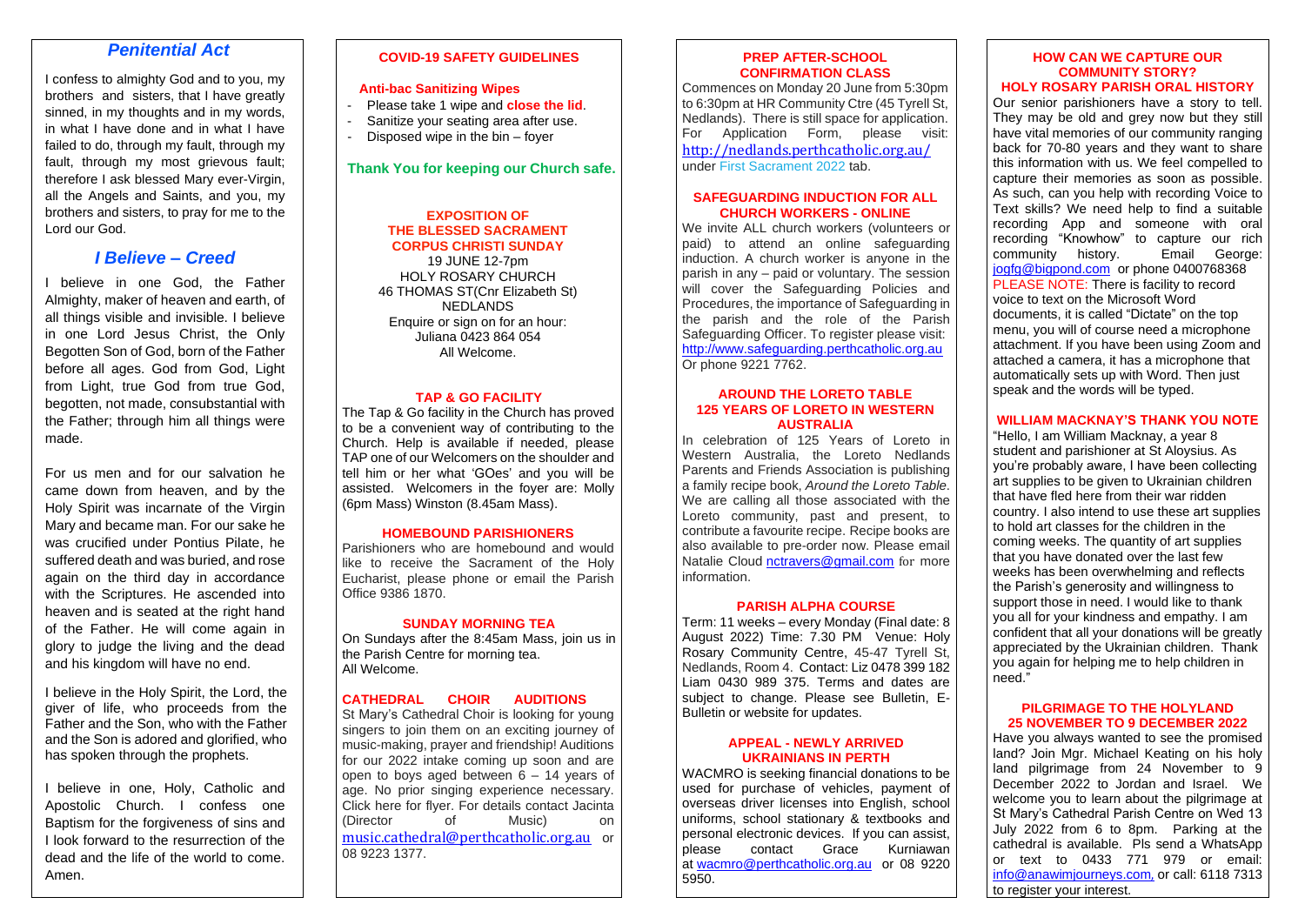## *Penitential Act*

I confess to almighty God and to you, my brothers and sisters, that I have greatly sinned, in my thoughts and in my words, in what I have done and in what I have failed to do, through my fault, through my fault, through my most grievous fault; therefore I ask blessed Mary ever-Virgin, all the Angels and Saints, and you, my brothers and sisters, to pray for me to the Lord our God.

## *I Believe – Creed*

I believe in one God, the Father Almighty, maker of heaven and earth, of all things visible and invisible. I believe in one Lord Jesus Christ, the Only Begotten Son of God, born of the Father before all ages. God from God, Light from Light, true God from true God, begotten, not made, consubstantial with the Father; through him all things were made.

For us men and for our salvation he came down from heaven, and by the Holy Spirit was incarnate of the Virgin Mary and became man. For our sake he was crucified under Pontius Pilate, he suffered death and was buried, and rose again on the third day in accordance with the Scriptures. He ascended into heaven and is seated at the right hand of the Father. He will come again in glory to judge the living and the dead and his kingdom will have no end.

I believe in the Holy Spirit, the Lord, the giver of life, who proceeds from the Father and the Son, who with the Father and the Son is adored and glorified, who has spoken through the prophets.

I believe in one, Holy, Catholic and Apostolic Church. I confess one Baptism for the forgiveness of sins and I look forward to the resurrection of the dead and the life of the world to come. Amen.

### COVID-19 SAFETY GUIDELINES

**Anti-bac Sanitizing Wipes**

- Please take 1 wipe and **close the lid**.
- Sanitize your seating area after use.
- Disposed wipe in the bin – foyer

**Thank You for keeping our Church safe.**

### EXPOSITION OF THE BLESSED SACRAMENT CORPUS CHRISTI SUNDAY

19 JUNE 12-7pm
HOLY ROSARY CHURCH
46 THOMAS ST(Cnr Elizabeth St)
NEDLANDS
Enquire or sign on for an hour:
Juliana 0423 864 054
All Welcome.

### TAP & GO FACILITY

The Tap & Go facility in the Church has proved to be a convenient way of contributing to the Church. Help is available if needed, please TAP one of our Welcomers on the shoulder and tell him or her what 'GOes' and you will be assisted. Welcomers in the foyer are: Molly (6pm Mass) Winston (8.45am Mass).

### HOMEBOUND PARISHIONERS

Parishioners who are homebound and would like to receive the Sacrament of the Holy Eucharist, please phone or email the Parish Office 9386 1870.

### SUNDAY MORNING TEA

On Sundays after the 8:45am Mass, join us in the Parish Centre for morning tea.
All Welcome.

### CATHEDRAL CHOIR AUDITIONS

St Mary's Cathedral Choir is looking for young singers to join them on an exciting journey of music-making, prayer and friendship! Auditions for our 2022 intake coming up soon and are open to boys aged between 6 – 14 years of age. No prior singing experience necessary. Click here for flyer. For details contact Jacinta (Director of Music) on music.cathedral@perthcatholic.org.au or 08 9223 1377.

### PREP AFTER-SCHOOL CONFIRMATION CLASS

Commences on Monday 20 June from 5:30pm to 6:30pm at HR Community Ctre (45 Tyrell St, Nedlands). There is still space for application. For Application Form, please visit: http://nedlands.perthcatholic.org.au/ under First Sacrament 2022 tab.

### SAFEGUARDING INDUCTION FOR ALL CHURCH WORKERS - ONLINE

We invite ALL church workers (volunteers or paid) to attend an online safeguarding induction. A church worker is anyone in the parish in any – paid or voluntary. The session will cover the Safeguarding Policies and Procedures, the importance of Safeguarding in the parish and the role of the Parish Safeguarding Officer. To register please visit: http://www.safeguarding.perthcatholic.org.au Or phone 9221 7762.

### AROUND THE LORETO TABLE 125 YEARS OF LORETO IN WESTERN AUSTRALIA

In celebration of 125 Years of Loreto in Western Australia, the Loreto Nedlands Parents and Friends Association is publishing a family recipe book, *Around the Loreto Table*. We are calling all those associated with the Loreto community, past and present, to contribute a favourite recipe. Recipe books are also available to pre-order now. Please email Natalie Cloud nctravers@gmail.com for more information.

### PARISH ALPHA COURSE

Term: 11 weeks – every Monday (Final date: 8 August 2022) Time: 7.30 PM Venue: Holy Rosary Community Centre, 45-47 Tyrell St, Nedlands, Room 4. Contact: Liz 0478 399 182 Liam 0430 989 375. Terms and dates are subject to change. Please see Bulletin, E-Bulletin or website for updates.

### APPEAL - NEWLY ARRIVED UKRAINIANS IN PERTH

WACMRO is seeking financial donations to be used for purchase of vehicles, payment of overseas driver licenses into English, school uniforms, school stationary & textbooks and personal electronic devices. If you can assist, please contact Grace Kurniawan at wacmro@perthcatholic.org.au or 08 9220 5950.

### HOW CAN WE CAPTURE OUR COMMUNITY STORY? HOLY ROSARY PARISH ORAL HISTORY

Our senior parishioners have a story to tell. They may be old and grey now but they still have vital memories of our community ranging back for 70-80 years and they want to share this information with us. We feel compelled to capture their memories as soon as possible. As such, can you help with recording Voice to Text skills? We need help to find a suitable recording App and someone with oral recording "Knowhow" to capture our rich community history. Email George: jogfg@bigpond.com or phone 0400768368
PLEASE NOTE: There is facility to record voice to text on the Microsoft Word documents, it is called "Dictate" on the top menu, you will of course need a microphone attachment. If you have been using Zoom and attached a camera, it has a microphone that automatically sets up with Word. Then just speak and the words will be typed.

### WILLIAM MACKNAY'S THANK YOU NOTE

"Hello, I am William Macknay, a year 8 student and parishioner at St Aloysius. As you're probably aware, I have been collecting art supplies to be given to Ukrainian children that have fled here from their war ridden country. I also intend to use these art supplies to hold art classes for the children in the coming weeks. The quantity of art supplies that you have donated over the last few weeks has been overwhelming and reflects the Parish's generosity and willingness to support those in need. I would like to thank you all for your kindness and empathy. I am confident that all your donations will be greatly appreciated by the Ukrainian children. Thank you again for helping me to help children in need."

### PILGRIMAGE TO THE HOLYLAND 25 NOVEMBER TO 9 DECEMBER 2022

Have you always wanted to see the promised land? Join Mgr. Michael Keating on his holy land pilgrimage from 24 November to 9 December 2022 to Jordan and Israel. We welcome you to learn about the pilgrimage at St Mary's Cathedral Parish Centre on Wed 13 July 2022 from 6 to 8pm. Parking at the cathedral is available. Pls send a WhatsApp or text to 0433 771 979 or email: info@anawimjourneys.com, or call: 6118 7313 to register your interest.